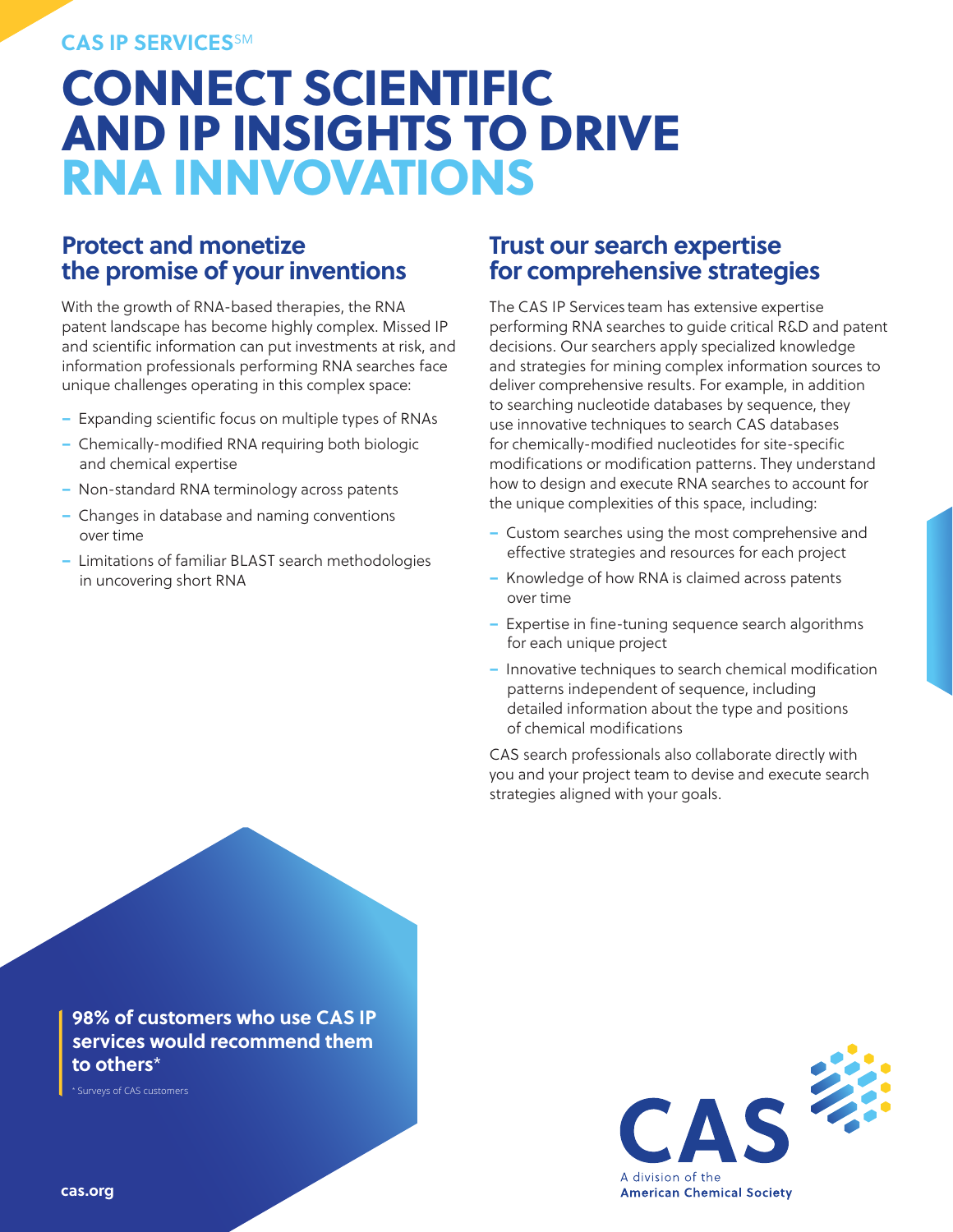CAS IP SERVICES℠

# CONNECT SCIENTIFIC AND IP INSIGHTS TO DRIVE RNA INNVOVATIONS

## Protect and monetize the promise of your inventions

With the growth of RNA-based therapies, the RNA patent landscape has become highly complex. Missed IP and scientific information can put investments at risk, and information professionals performing RNA searches face unique challenges operating in this complex space:

- Expanding scientific focus on multiple types of RNAs
- Chemically-modified RNA requiring both biologic and chemical expertise
- Non-standard RNA terminology across patents
- Changes in database and naming conventions over time
- Limitations of familiar BLAST search methodologies in uncovering short RNA

## Trust our search expertise for comprehensive strategies

The CAS IP Services team has extensive expertise performing RNA searches to guide critical R&D and patent decisions. Our searchers apply specialized knowledge and strategies for mining complex information sources to deliver comprehensive results. For example, in addition to searching nucleotide databases by sequence, they use innovative techniques to search CAS databases for chemically-modified nucleotides for site-specific modifications or modification patterns. They understand how to design and execute RNA searches to account for the unique complexities of this space, including:

- Custom searches using the most comprehensive and effective strategies and resources for each project
- Knowledge of how RNA is claimed across patents over time
- Expertise in fine-tuning sequence search algorithms for each unique project
- Innovative techniques to search chemical modification patterns independent of sequence, including detailed information about the type and positions of chemical modifications

CAS search professionals also collaborate directly with you and your project team to devise and execute search strategies aligned with your goals.

**98% of customers who use CAS IP services would recommend them to others***

\* Surveys of CAS customers

cas.org

CAS
A division of the
American Chemical Society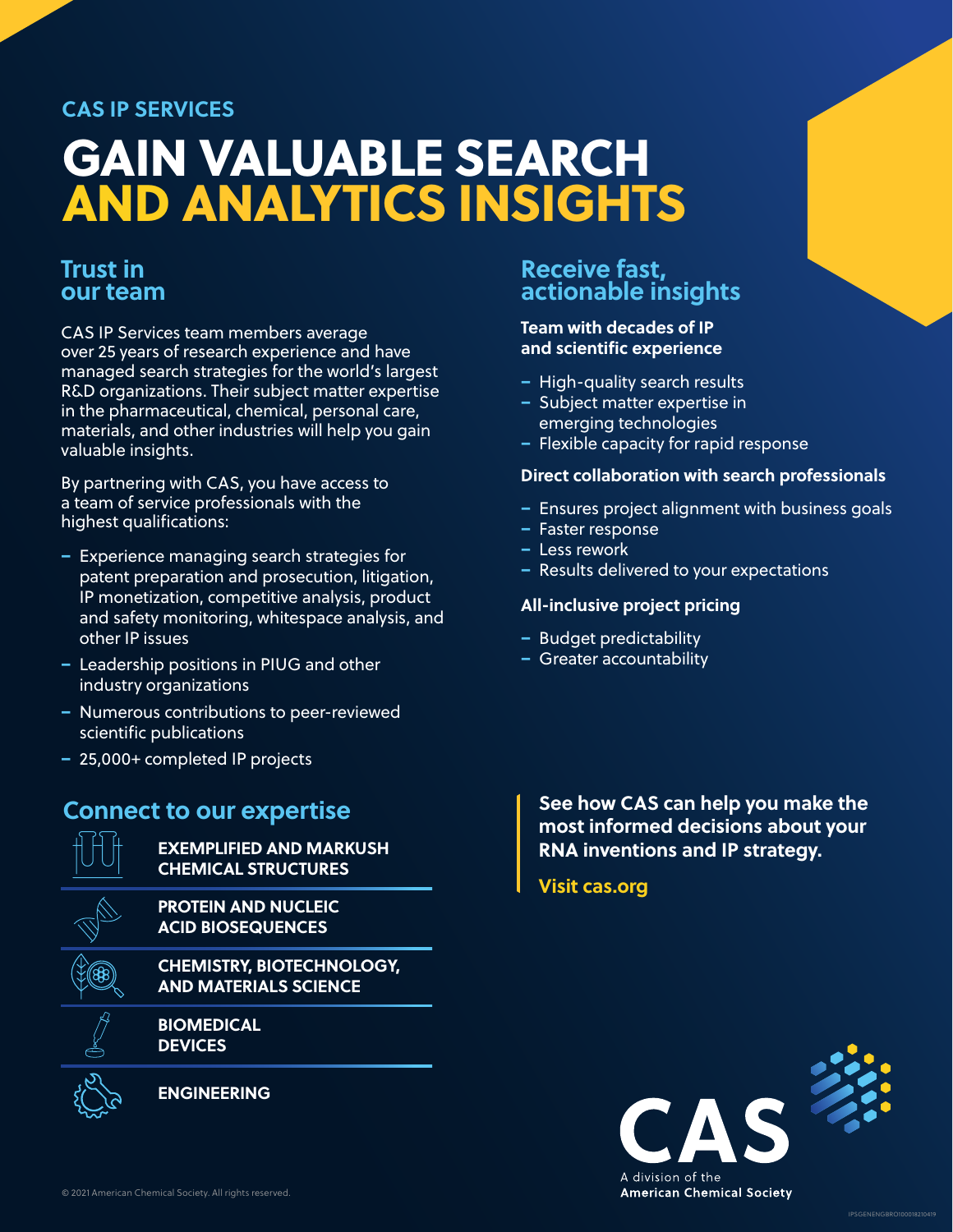## CAS IP SERVICES

# GAIN VALUABLE SEARCH AND ANALYTICS INSIGHTS

## Trust in our team

CAS IP Services team members average over 25 years of research experience and have managed search strategies for the world's largest R&D organizations. Their subject matter expertise in the pharmaceutical, chemical, personal care, materials, and other industries will help you gain valuable insights.

By partnering with CAS, you have access to a team of service professionals with the highest qualifications:

- Experience managing search strategies for patent preparation and prosecution, litigation, IP monetization, competitive analysis, product and safety monitoring, whitespace analysis, and other IP issues
- Leadership positions in PIUG and other industry organizations
- Numerous contributions to peer-reviewed scientific publications
- 25,000+ completed IP projects

## Receive fast, actionable insights

**Team with decades of IP and scientific experience**

- High-quality search results
- Subject matter expertise in emerging technologies
- Flexible capacity for rapid response

**Direct collaboration with search professionals**

- Ensures project alignment with business goals
- Faster response
- Less rework
- Results delivered to your expectations

**All-inclusive project pricing**

- Budget predictability
- Greater accountability

## Connect to our expertise

- **EXEMPLIFIED AND MARKUSH CHEMICAL STRUCTURES**
- **PROTEIN AND NUCLEIC ACID BIOSEQUENCES**
- **CHEMISTRY, BIOTECHNOLOGY, AND MATERIALS SCIENCE**
- **BIOMEDICAL DEVICES**
- **ENGINEERING**

**See how CAS can help you make the most informed decisions about your RNA inventions and IP strategy.**

**Visit cas.org**

CAS

A division of the **American Chemical Society**

© 2021 American Chemical Society. All rights reserved.

IPSGENENGBRO100018210419